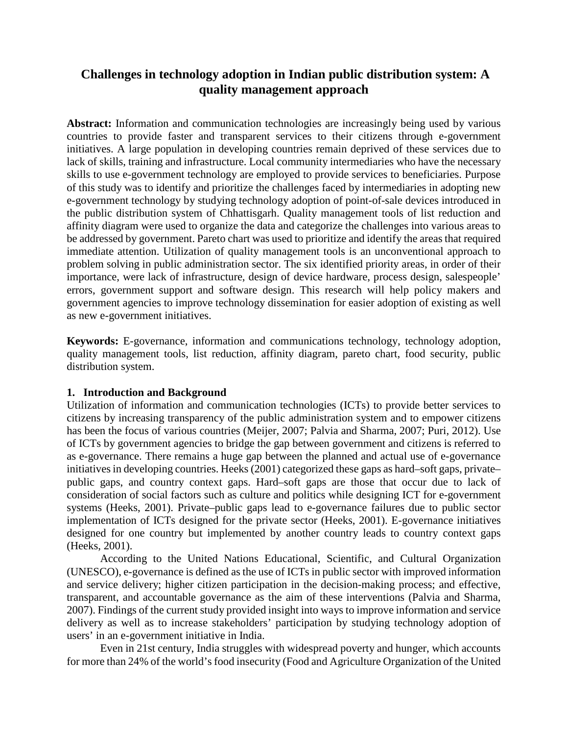# Challenges in technology adoption in Indian public distribution system: A quality management approach

**Abstract:** Information and communication technologies are increasingly being used by various countries to provide faster and transparent services to their citizens through e-government initiatives. A large population in developing countries remain deprived of these services due to lack of skills, training and infrastructure. Local community intermediaries who have the necessary skills to use e-government technology are employed to provide services to beneficiaries. Purpose of this study was to identify and prioritize the challenges faced by intermediaries in adopting new e-government technology by studying technology adoption of point-of-sale devices introduced in the public distribution system of Chhattisgarh. Quality management tools of list reduction and affinity diagram were used to organize the data and categorize the challenges into various areas to be addressed by government. Pareto chart was used to prioritize and identify the areas that required immediate attention. Utilization of quality management tools is an unconventional approach to problem solving in public administration sector. The six identified priority areas, in order of their importance, were lack of infrastructure, design of device hardware, process design, salespeople' errors, government support and software design. This research will help policy makers and government agencies to improve technology dissemination for easier adoption of existing as well as new e-government initiatives.

**Keywords:** E-governance, information and communications technology, technology adoption, quality management tools, list reduction, affinity diagram, pareto chart, food security, public distribution system.

## 1. Introduction and Background

Utilization of information and communication technologies (ICTs) to provide better services to citizens by increasing transparency of the public administration system and to empower citizens has been the focus of various countries (Meijer, 2007; Palvia and Sharma, 2007; Puri, 2012). Use of ICTs by government agencies to bridge the gap between government and citizens is referred to as e-governance. There remains a huge gap between the planned and actual use of e-governance initiatives in developing countries. Heeks (2001) categorized these gaps as hard–soft gaps, private–public gaps, and country context gaps. Hard–soft gaps are those that occur due to lack of consideration of social factors such as culture and politics while designing ICT for e-government systems (Heeks, 2001). Private–public gaps lead to e-governance failures due to public sector implementation of ICTs designed for the private sector (Heeks, 2001). E-governance initiatives designed for one country but implemented by another country leads to country context gaps (Heeks, 2001).

According to the United Nations Educational, Scientific, and Cultural Organization (UNESCO), e-governance is defined as the use of ICTs in public sector with improved information and service delivery; higher citizen participation in the decision-making process; and effective, transparent, and accountable governance as the aim of these interventions (Palvia and Sharma, 2007). Findings of the current study provided insight into ways to improve information and service delivery as well as to increase stakeholders' participation by studying technology adoption of users' in an e-government initiative in India.

Even in 21st century, India struggles with widespread poverty and hunger, which accounts for more than 24% of the world's food insecurity (Food and Agriculture Organization of the United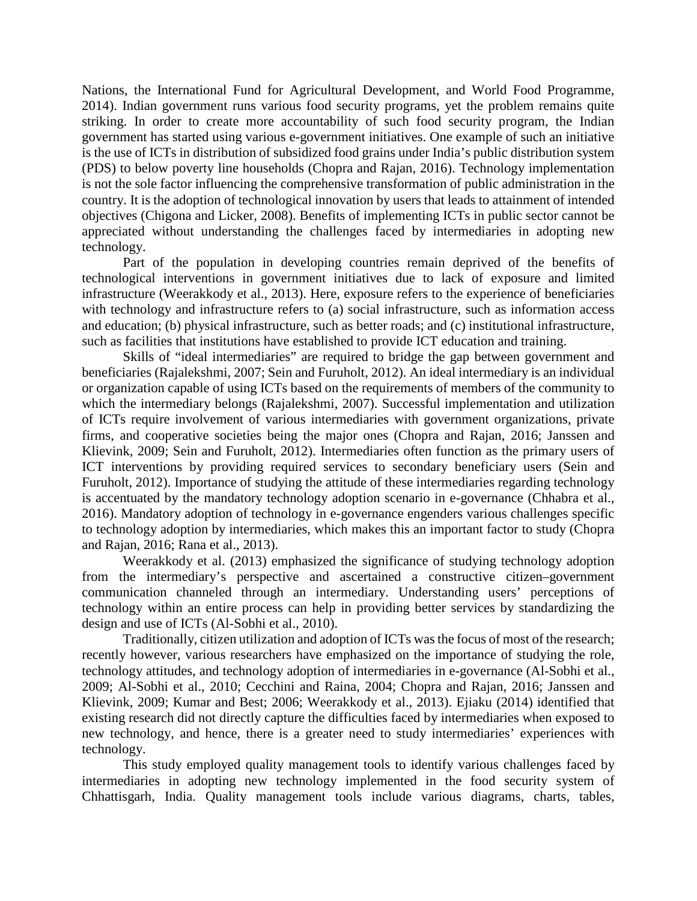Nations, the International Fund for Agricultural Development, and World Food Programme, 2014). Indian government runs various food security programs, yet the problem remains quite striking. In order to create more accountability of such food security program, the Indian government has started using various e-government initiatives. One example of such an initiative is the use of ICTs in distribution of subsidized food grains under India's public distribution system (PDS) to below poverty line households (Chopra and Rajan, 2016). Technology implementation is not the sole factor influencing the comprehensive transformation of public administration in the country. It is the adoption of technological innovation by users that leads to attainment of intended objectives (Chigona and Licker, 2008). Benefits of implementing ICTs in public sector cannot be appreciated without understanding the challenges faced by intermediaries in adopting new technology.

Part of the population in developing countries remain deprived of the benefits of technological interventions in government initiatives due to lack of exposure and limited infrastructure (Weerakkody et al., 2013). Here, exposure refers to the experience of beneficiaries with technology and infrastructure refers to (a) social infrastructure, such as information access and education; (b) physical infrastructure, such as better roads; and (c) institutional infrastructure, such as facilities that institutions have established to provide ICT education and training.

Skills of "ideal intermediaries" are required to bridge the gap between government and beneficiaries (Rajalekshmi, 2007; Sein and Furuholt, 2012). An ideal intermediary is an individual or organization capable of using ICTs based on the requirements of members of the community to which the intermediary belongs (Rajalekshmi, 2007). Successful implementation and utilization of ICTs require involvement of various intermediaries with government organizations, private firms, and cooperative societies being the major ones (Chopra and Rajan, 2016; Janssen and Klievink, 2009; Sein and Furuholt, 2012). Intermediaries often function as the primary users of ICT interventions by providing required services to secondary beneficiary users (Sein and Furuholt, 2012). Importance of studying the attitude of these intermediaries regarding technology is accentuated by the mandatory technology adoption scenario in e-governance (Chhabra et al., 2016). Mandatory adoption of technology in e-governance engenders various challenges specific to technology adoption by intermediaries, which makes this an important factor to study (Chopra and Rajan, 2016; Rana et al., 2013).

Weerakkody et al. (2013) emphasized the significance of studying technology adoption from the intermediary's perspective and ascertained a constructive citizen–government communication channeled through an intermediary. Understanding users' perceptions of technology within an entire process can help in providing better services by standardizing the design and use of ICTs (Al-Sobhi et al., 2010).

Traditionally, citizen utilization and adoption of ICTs was the focus of most of the research; recently however, various researchers have emphasized on the importance of studying the role, technology attitudes, and technology adoption of intermediaries in e-governance (Al-Sobhi et al., 2009; Al-Sobhi et al., 2010; Cecchini and Raina, 2004; Chopra and Rajan, 2016; Janssen and Klievink, 2009; Kumar and Best; 2006; Weerakkody et al., 2013). Ejiaku (2014) identified that existing research did not directly capture the difficulties faced by intermediaries when exposed to new technology, and hence, there is a greater need to study intermediaries' experiences with technology.

This study employed quality management tools to identify various challenges faced by intermediaries in adopting new technology implemented in the food security system of Chhattisgarh, India. Quality management tools include various diagrams, charts, tables,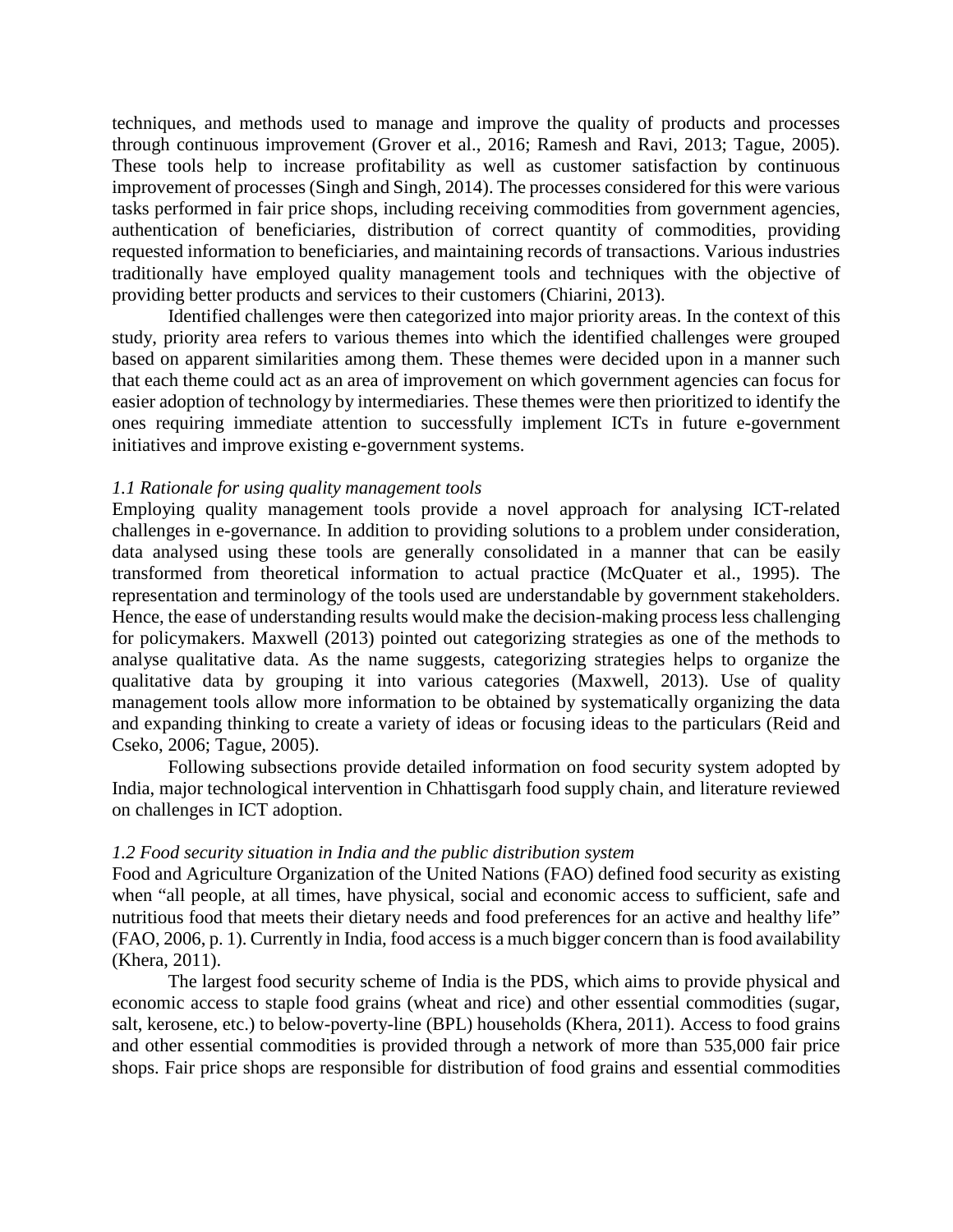techniques, and methods used to manage and improve the quality of products and processes through continuous improvement (Grover et al., 2016; Ramesh and Ravi, 2013; Tague, 2005). These tools help to increase profitability as well as customer satisfaction by continuous improvement of processes (Singh and Singh, 2014). The processes considered for this were various tasks performed in fair price shops, including receiving commodities from government agencies, authentication of beneficiaries, distribution of correct quantity of commodities, providing requested information to beneficiaries, and maintaining records of transactions. Various industries traditionally have employed quality management tools and techniques with the objective of providing better products and services to their customers (Chiarini, 2013).

Identified challenges were then categorized into major priority areas. In the context of this study, priority area refers to various themes into which the identified challenges were grouped based on apparent similarities among them. These themes were decided upon in a manner such that each theme could act as an area of improvement on which government agencies can focus for easier adoption of technology by intermediaries. These themes were then prioritized to identify the ones requiring immediate attention to successfully implement ICTs in future e-government initiatives and improve existing e-government systems.

### *1.1 Rationale for using quality management tools*

Employing quality management tools provide a novel approach for analysing ICT-related challenges in e-governance. In addition to providing solutions to a problem under consideration, data analysed using these tools are generally consolidated in a manner that can be easily transformed from theoretical information to actual practice (McQuater et al., 1995). The representation and terminology of the tools used are understandable by government stakeholders. Hence, the ease of understanding results would make the decision-making process less challenging for policymakers. Maxwell (2013) pointed out categorizing strategies as one of the methods to analyse qualitative data. As the name suggests, categorizing strategies helps to organize the qualitative data by grouping it into various categories (Maxwell, 2013). Use of quality management tools allow more information to be obtained by systematically organizing the data and expanding thinking to create a variety of ideas or focusing ideas to the particulars (Reid and Cseko, 2006; Tague, 2005).

Following subsections provide detailed information on food security system adopted by India, major technological intervention in Chhattisgarh food supply chain, and literature reviewed on challenges in ICT adoption.

### *1.2 Food security situation in India and the public distribution system*

Food and Agriculture Organization of the United Nations (FAO) defined food security as existing when "all people, at all times, have physical, social and economic access to sufficient, safe and nutritious food that meets their dietary needs and food preferences for an active and healthy life" (FAO, 2006, p. 1). Currently in India, food access is a much bigger concern than is food availability (Khera, 2011).

The largest food security scheme of India is the PDS, which aims to provide physical and economic access to staple food grains (wheat and rice) and other essential commodities (sugar, salt, kerosene, etc.) to below-poverty-line (BPL) households (Khera, 2011). Access to food grains and other essential commodities is provided through a network of more than 535,000 fair price shops. Fair price shops are responsible for distribution of food grains and essential commodities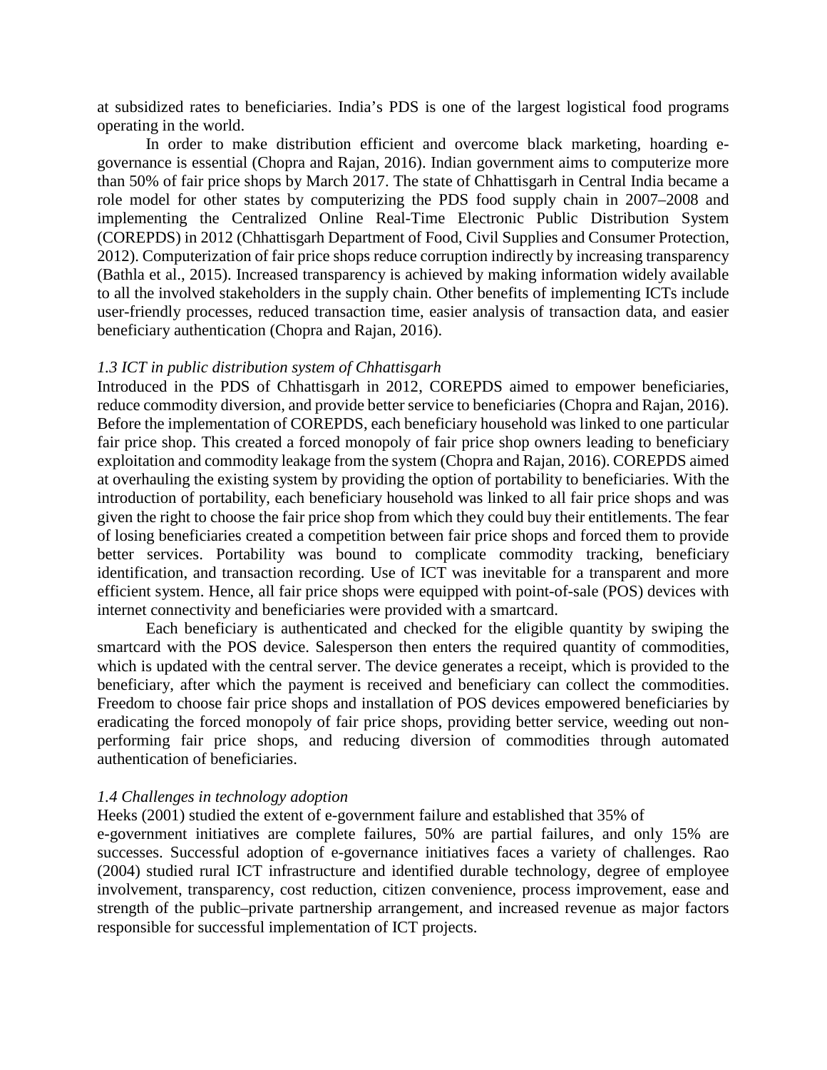at subsidized rates to beneficiaries. India's PDS is one of the largest logistical food programs operating in the world.

In order to make distribution efficient and overcome black marketing, hoarding e-governance is essential (Chopra and Rajan, 2016). Indian government aims to computerize more than 50% of fair price shops by March 2017. The state of Chhattisgarh in Central India became a role model for other states by computerizing the PDS food supply chain in 2007–2008 and implementing the Centralized Online Real-Time Electronic Public Distribution System (COREPDS) in 2012 (Chhattisgarh Department of Food, Civil Supplies and Consumer Protection, 2012). Computerization of fair price shops reduce corruption indirectly by increasing transparency (Bathla et al., 2015). Increased transparency is achieved by making information widely available to all the involved stakeholders in the supply chain. Other benefits of implementing ICTs include user-friendly processes, reduced transaction time, easier analysis of transaction data, and easier beneficiary authentication (Chopra and Rajan, 2016).

### *1.3 ICT in public distribution system of Chhattisgarh*

Introduced in the PDS of Chhattisgarh in 2012, COREPDS aimed to empower beneficiaries, reduce commodity diversion, and provide better service to beneficiaries (Chopra and Rajan, 2016). Before the implementation of COREPDS, each beneficiary household was linked to one particular fair price shop. This created a forced monopoly of fair price shop owners leading to beneficiary exploitation and commodity leakage from the system (Chopra and Rajan, 2016). COREPDS aimed at overhauling the existing system by providing the option of portability to beneficiaries. With the introduction of portability, each beneficiary household was linked to all fair price shops and was given the right to choose the fair price shop from which they could buy their entitlements. The fear of losing beneficiaries created a competition between fair price shops and forced them to provide better services. Portability was bound to complicate commodity tracking, beneficiary identification, and transaction recording. Use of ICT was inevitable for a transparent and more efficient system. Hence, all fair price shops were equipped with point-of-sale (POS) devices with internet connectivity and beneficiaries were provided with a smartcard.

Each beneficiary is authenticated and checked for the eligible quantity by swiping the smartcard with the POS device. Salesperson then enters the required quantity of commodities, which is updated with the central server. The device generates a receipt, which is provided to the beneficiary, after which the payment is received and beneficiary can collect the commodities. Freedom to choose fair price shops and installation of POS devices empowered beneficiaries by eradicating the forced monopoly of fair price shops, providing better service, weeding out non-performing fair price shops, and reducing diversion of commodities through automated authentication of beneficiaries.

### *1.4 Challenges in technology adoption*

Heeks (2001) studied the extent of e-government failure and established that 35% of e-government initiatives are complete failures, 50% are partial failures, and only 15% are successes. Successful adoption of e-governance initiatives faces a variety of challenges. Rao (2004) studied rural ICT infrastructure and identified durable technology, degree of employee involvement, transparency, cost reduction, citizen convenience, process improvement, ease and strength of the public–private partnership arrangement, and increased revenue as major factors responsible for successful implementation of ICT projects.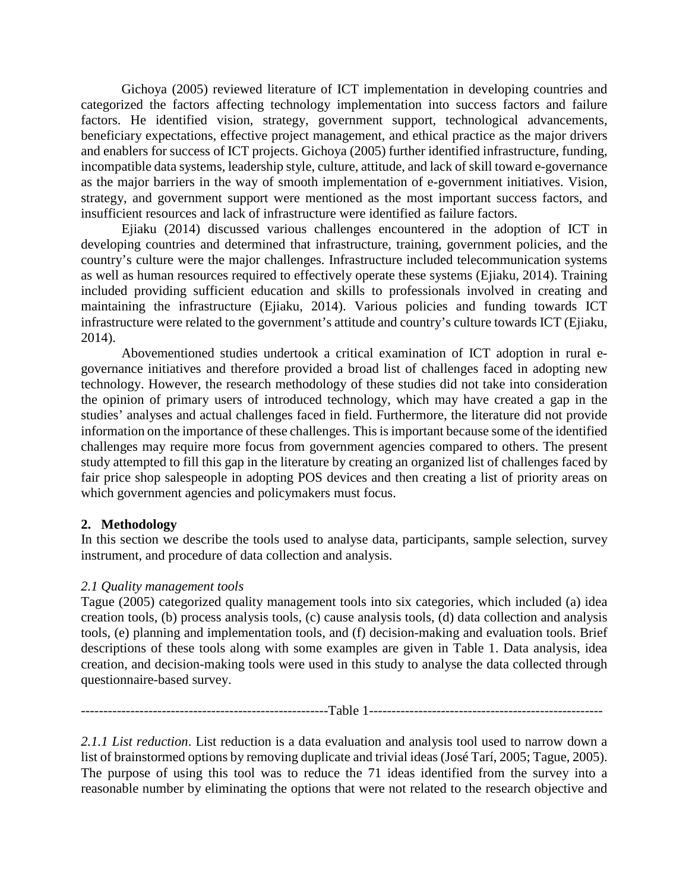Gichoya (2005) reviewed literature of ICT implementation in developing countries and categorized the factors affecting technology implementation into success factors and failure factors. He identified vision, strategy, government support, technological advancements, beneficiary expectations, effective project management, and ethical practice as the major drivers and enablers for success of ICT projects. Gichoya (2005) further identified infrastructure, funding, incompatible data systems, leadership style, culture, attitude, and lack of skill toward e-governance as the major barriers in the way of smooth implementation of e-government initiatives. Vision, strategy, and government support were mentioned as the most important success factors, and insufficient resources and lack of infrastructure were identified as failure factors.

Ejiaku (2014) discussed various challenges encountered in the adoption of ICT in developing countries and determined that infrastructure, training, government policies, and the country's culture were the major challenges. Infrastructure included telecommunication systems as well as human resources required to effectively operate these systems (Ejiaku, 2014). Training included providing sufficient education and skills to professionals involved in creating and maintaining the infrastructure (Ejiaku, 2014). Various policies and funding towards ICT infrastructure were related to the government's attitude and country's culture towards ICT (Ejiaku, 2014).

Abovementioned studies undertook a critical examination of ICT adoption in rural e-governance initiatives and therefore provided a broad list of challenges faced in adopting new technology. However, the research methodology of these studies did not take into consideration the opinion of primary users of introduced technology, which may have created a gap in the studies' analyses and actual challenges faced in field. Furthermore, the literature did not provide information on the importance of these challenges. This is important because some of the identified challenges may require more focus from government agencies compared to others. The present study attempted to fill this gap in the literature by creating an organized list of challenges faced by fair price shop salespeople in adopting POS devices and then creating a list of priority areas on which government agencies and policymakers must focus.

## 2. Methodology

In this section we describe the tools used to analyse data, participants, sample selection, survey instrument, and procedure of data collection and analysis.

### *2.1 Quality management tools*

Tague (2005) categorized quality management tools into six categories, which included (a) idea creation tools, (b) process analysis tools, (c) cause analysis tools, (d) data collection and analysis tools, (e) planning and implementation tools, and (f) decision-making and evaluation tools. Brief descriptions of these tools along with some examples are given in Table 1. Data analysis, idea creation, and decision-making tools were used in this study to analyse the data collected through questionnaire-based survey.

-------------------------------------------------------Table 1----------------------------------------------------

*2.1.1 List reduction*. List reduction is a data evaluation and analysis tool used to narrow down a list of brainstormed options by removing duplicate and trivial ideas (José Tarí, 2005; Tague, 2005). The purpose of using this tool was to reduce the 71 ideas identified from the survey into a reasonable number by eliminating the options that were not related to the research objective and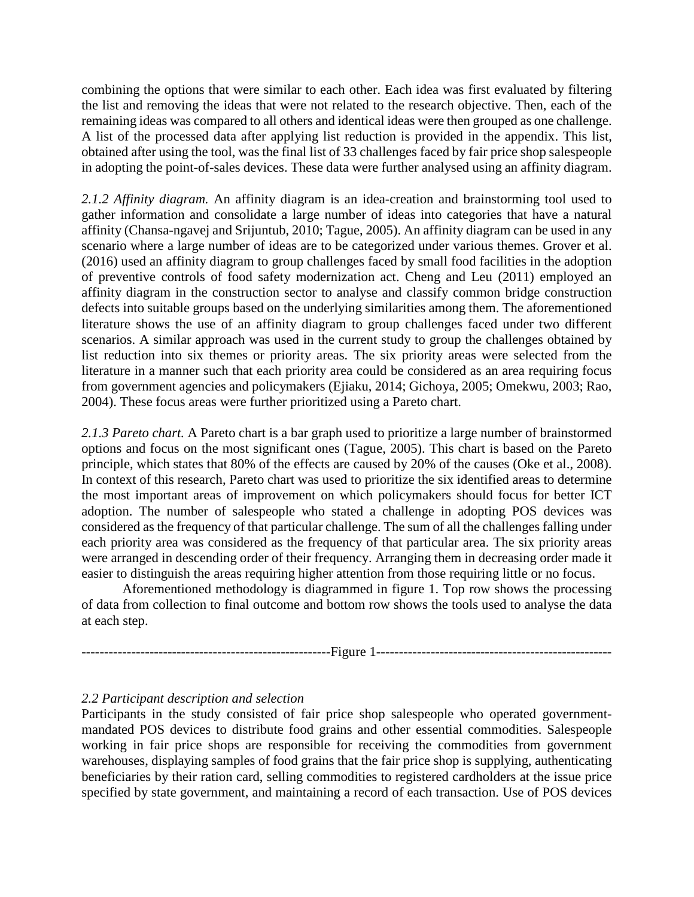combining the options that were similar to each other. Each idea was first evaluated by filtering the list and removing the ideas that were not related to the research objective. Then, each of the remaining ideas was compared to all others and identical ideas were then grouped as one challenge. A list of the processed data after applying list reduction is provided in the appendix. This list, obtained after using the tool, was the final list of 33 challenges faced by fair price shop salespeople in adopting the point-of-sales devices. These data were further analysed using an affinity diagram.

*2.1.2 Affinity diagram.* An affinity diagram is an idea-creation and brainstorming tool used to gather information and consolidate a large number of ideas into categories that have a natural affinity (Chansa-ngavej and Srijuntub, 2010; Tague, 2005). An affinity diagram can be used in any scenario where a large number of ideas are to be categorized under various themes. Grover et al. (2016) used an affinity diagram to group challenges faced by small food facilities in the adoption of preventive controls of food safety modernization act. Cheng and Leu (2011) employed an affinity diagram in the construction sector to analyse and classify common bridge construction defects into suitable groups based on the underlying similarities among them. The aforementioned literature shows the use of an affinity diagram to group challenges faced under two different scenarios. A similar approach was used in the current study to group the challenges obtained by list reduction into six themes or priority areas. The six priority areas were selected from the literature in a manner such that each priority area could be considered as an area requiring focus from government agencies and policymakers (Ejiaku, 2014; Gichoya, 2005; Omekwu, 2003; Rao, 2004). These focus areas were further prioritized using a Pareto chart.

*2.1.3 Pareto chart.* A Pareto chart is a bar graph used to prioritize a large number of brainstormed options and focus on the most significant ones (Tague, 2005). This chart is based on the Pareto principle, which states that 80% of the effects are caused by 20% of the causes (Oke et al., 2008). In context of this research, Pareto chart was used to prioritize the six identified areas to determine the most important areas of improvement on which policymakers should focus for better ICT adoption. The number of salespeople who stated a challenge in adopting POS devices was considered as the frequency of that particular challenge. The sum of all the challenges falling under each priority area was considered as the frequency of that particular area. The six priority areas were arranged in descending order of their frequency. Arranging them in decreasing order made it easier to distinguish the areas requiring higher attention from those requiring little or no focus.

Aforementioned methodology is diagrammed in figure 1. Top row shows the processing of data from collection to final outcome and bottom row shows the tools used to analyse the data at each step.

-------------------------------------------------------Figure 1----------------------------------------------------

*2.2 Participant description and selection*

Participants in the study consisted of fair price shop salespeople who operated government-mandated POS devices to distribute food grains and other essential commodities. Salespeople working in fair price shops are responsible for receiving the commodities from government warehouses, displaying samples of food grains that the fair price shop is supplying, authenticating beneficiaries by their ration card, selling commodities to registered cardholders at the issue price specified by state government, and maintaining a record of each transaction. Use of POS devices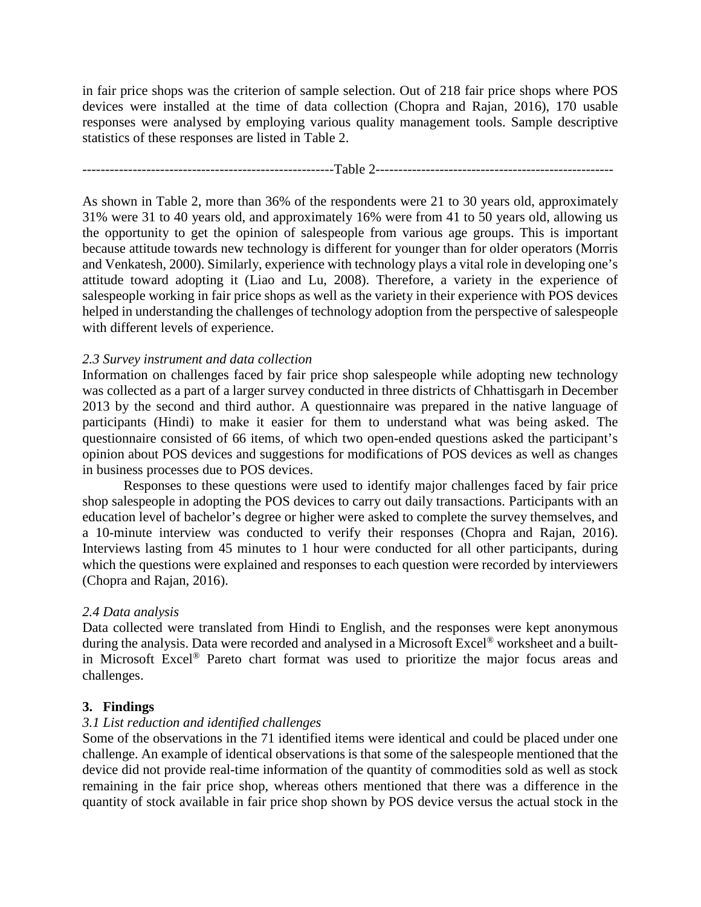in fair price shops was the criterion of sample selection. Out of 218 fair price shops where POS devices were installed at the time of data collection (Chopra and Rajan, 2016), 170 usable responses were analysed by employing various quality management tools. Sample descriptive statistics of these responses are listed in Table 2.

-------------------------------------------------------Table 2----------------------------------------------------

As shown in Table 2, more than 36% of the respondents were 21 to 30 years old, approximately 31% were 31 to 40 years old, and approximately 16% were from 41 to 50 years old, allowing us the opportunity to get the opinion of salespeople from various age groups. This is important because attitude towards new technology is different for younger than for older operators (Morris and Venkatesh, 2000). Similarly, experience with technology plays a vital role in developing one's attitude toward adopting it (Liao and Lu, 2008). Therefore, a variety in the experience of salespeople working in fair price shops as well as the variety in their experience with POS devices helped in understanding the challenges of technology adoption from the perspective of salespeople with different levels of experience.

*2.3 Survey instrument and data collection*

Information on challenges faced by fair price shop salespeople while adopting new technology was collected as a part of a larger survey conducted in three districts of Chhattisgarh in December 2013 by the second and third author. A questionnaire was prepared in the native language of participants (Hindi) to make it easier for them to understand what was being asked. The questionnaire consisted of 66 items, of which two open-ended questions asked the participant's opinion about POS devices and suggestions for modifications of POS devices as well as changes in business processes due to POS devices.

Responses to these questions were used to identify major challenges faced by fair price shop salespeople in adopting the POS devices to carry out daily transactions. Participants with an education level of bachelor's degree or higher were asked to complete the survey themselves, and a 10-minute interview was conducted to verify their responses (Chopra and Rajan, 2016). Interviews lasting from 45 minutes to 1 hour were conducted for all other participants, during which the questions were explained and responses to each question were recorded by interviewers (Chopra and Rajan, 2016).

*2.4 Data analysis*

Data collected were translated from Hindi to English, and the responses were kept anonymous during the analysis. Data were recorded and analysed in a Microsoft Excel® worksheet and a built-in Microsoft Excel® Pareto chart format was used to prioritize the major focus areas and challenges.

## 3. Findings

*3.1 List reduction and identified challenges*

Some of the observations in the 71 identified items were identical and could be placed under one challenge. An example of identical observations is that some of the salespeople mentioned that the device did not provide real-time information of the quantity of commodities sold as well as stock remaining in the fair price shop, whereas others mentioned that there was a difference in the quantity of stock available in fair price shop shown by POS device versus the actual stock in the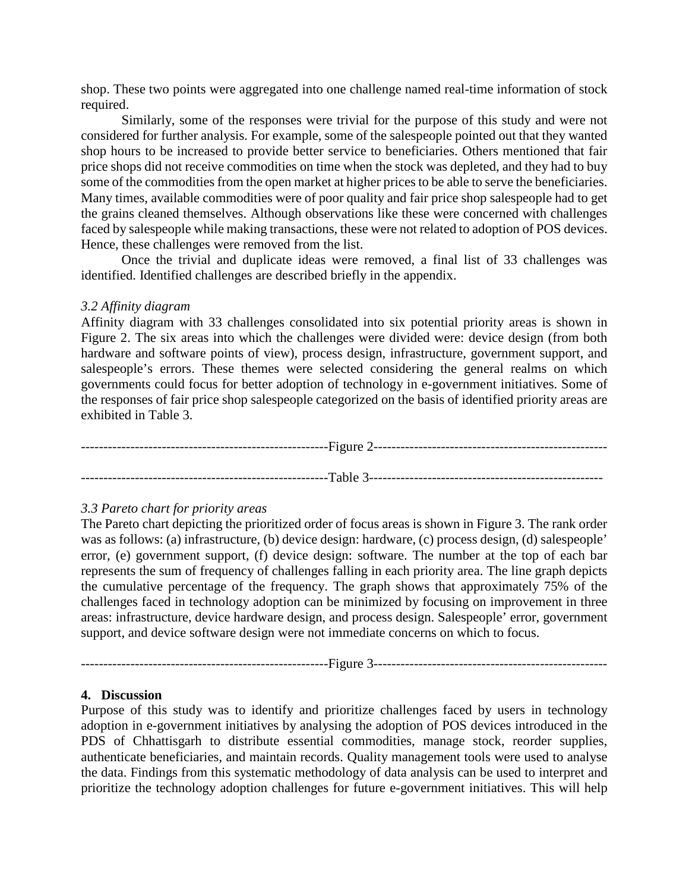shop. These two points were aggregated into one challenge named real-time information of stock required.

Similarly, some of the responses were trivial for the purpose of this study and were not considered for further analysis. For example, some of the salespeople pointed out that they wanted shop hours to be increased to provide better service to beneficiaries. Others mentioned that fair price shops did not receive commodities on time when the stock was depleted, and they had to buy some of the commodities from the open market at higher prices to be able to serve the beneficiaries. Many times, available commodities were of poor quality and fair price shop salespeople had to get the grains cleaned themselves. Although observations like these were concerned with challenges faced by salespeople while making transactions, these were not related to adoption of POS devices. Hence, these challenges were removed from the list.

Once the trivial and duplicate ideas were removed, a final list of 33 challenges was identified. Identified challenges are described briefly in the appendix.

### *3.2 Affinity diagram*

Affinity diagram with 33 challenges consolidated into six potential priority areas is shown in Figure 2. The six areas into which the challenges were divided were: device design (from both hardware and software points of view), process design, infrastructure, government support, and salespeople's errors. These themes were selected considering the general realms on which governments could focus for better adoption of technology in e-government initiatives. Some of the responses of fair price shop salespeople categorized on the basis of identified priority areas are exhibited in Table 3.

-------------------------------------------------------Figure 2----------------------------------------------------

-------------------------------------------------------Table 3----------------------------------------------------

### *3.3 Pareto chart for priority areas*

The Pareto chart depicting the prioritized order of focus areas is shown in Figure 3. The rank order was as follows: (a) infrastructure, (b) device design: hardware, (c) process design, (d) salespeople' error, (e) government support, (f) device design: software. The number at the top of each bar represents the sum of frequency of challenges falling in each priority area. The line graph depicts the cumulative percentage of the frequency. The graph shows that approximately 75% of the challenges faced in technology adoption can be minimized by focusing on improvement in three areas: infrastructure, device hardware design, and process design. Salespeople' error, government support, and device software design were not immediate concerns on which to focus.

-------------------------------------------------------Figure 3----------------------------------------------------

## 4. Discussion

Purpose of this study was to identify and prioritize challenges faced by users in technology adoption in e-government initiatives by analysing the adoption of POS devices introduced in the PDS of Chhattisgarh to distribute essential commodities, manage stock, reorder supplies, authenticate beneficiaries, and maintain records. Quality management tools were used to analyse the data. Findings from this systematic methodology of data analysis can be used to interpret and prioritize the technology adoption challenges for future e-government initiatives. This will help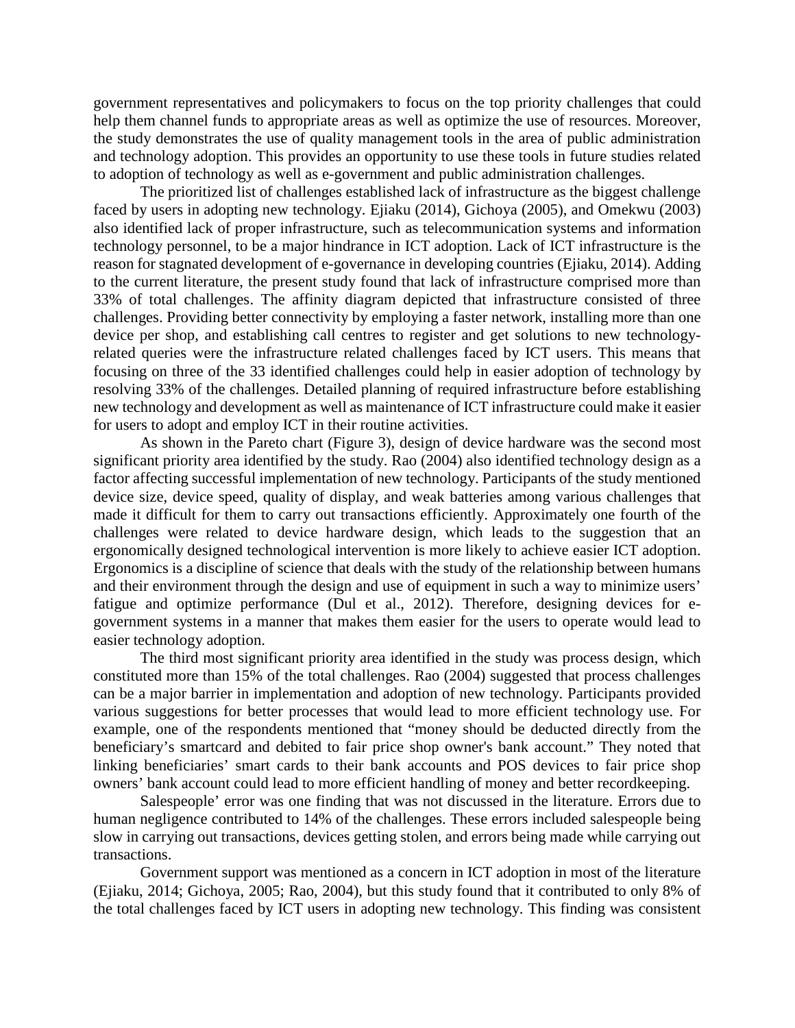government representatives and policymakers to focus on the top priority challenges that could help them channel funds to appropriate areas as well as optimize the use of resources. Moreover, the study demonstrates the use of quality management tools in the area of public administration and technology adoption. This provides an opportunity to use these tools in future studies related to adoption of technology as well as e-government and public administration challenges.

The prioritized list of challenges established lack of infrastructure as the biggest challenge faced by users in adopting new technology. Ejiaku (2014), Gichoya (2005), and Omekwu (2003) also identified lack of proper infrastructure, such as telecommunication systems and information technology personnel, to be a major hindrance in ICT adoption. Lack of ICT infrastructure is the reason for stagnated development of e-governance in developing countries (Ejiaku, 2014). Adding to the current literature, the present study found that lack of infrastructure comprised more than 33% of total challenges. The affinity diagram depicted that infrastructure consisted of three challenges. Providing better connectivity by employing a faster network, installing more than one device per shop, and establishing call centres to register and get solutions to new technology-related queries were the infrastructure related challenges faced by ICT users. This means that focusing on three of the 33 identified challenges could help in easier adoption of technology by resolving 33% of the challenges. Detailed planning of required infrastructure before establishing new technology and development as well as maintenance of ICT infrastructure could make it easier for users to adopt and employ ICT in their routine activities.

As shown in the Pareto chart (Figure 3), design of device hardware was the second most significant priority area identified by the study. Rao (2004) also identified technology design as a factor affecting successful implementation of new technology. Participants of the study mentioned device size, device speed, quality of display, and weak batteries among various challenges that made it difficult for them to carry out transactions efficiently. Approximately one fourth of the challenges were related to device hardware design, which leads to the suggestion that an ergonomically designed technological intervention is more likely to achieve easier ICT adoption. Ergonomics is a discipline of science that deals with the study of the relationship between humans and their environment through the design and use of equipment in such a way to minimize users' fatigue and optimize performance (Dul et al., 2012). Therefore, designing devices for e-government systems in a manner that makes them easier for the users to operate would lead to easier technology adoption.

The third most significant priority area identified in the study was process design, which constituted more than 15% of the total challenges. Rao (2004) suggested that process challenges can be a major barrier in implementation and adoption of new technology. Participants provided various suggestions for better processes that would lead to more efficient technology use. For example, one of the respondents mentioned that "money should be deducted directly from the beneficiary's smartcard and debited to fair price shop owner's bank account." They noted that linking beneficiaries' smart cards to their bank accounts and POS devices to fair price shop owners' bank account could lead to more efficient handling of money and better recordkeeping.

Salespeople' error was one finding that was not discussed in the literature. Errors due to human negligence contributed to 14% of the challenges. These errors included salespeople being slow in carrying out transactions, devices getting stolen, and errors being made while carrying out transactions.

Government support was mentioned as a concern in ICT adoption in most of the literature (Ejiaku, 2014; Gichoya, 2005; Rao, 2004), but this study found that it contributed to only 8% of the total challenges faced by ICT users in adopting new technology. This finding was consistent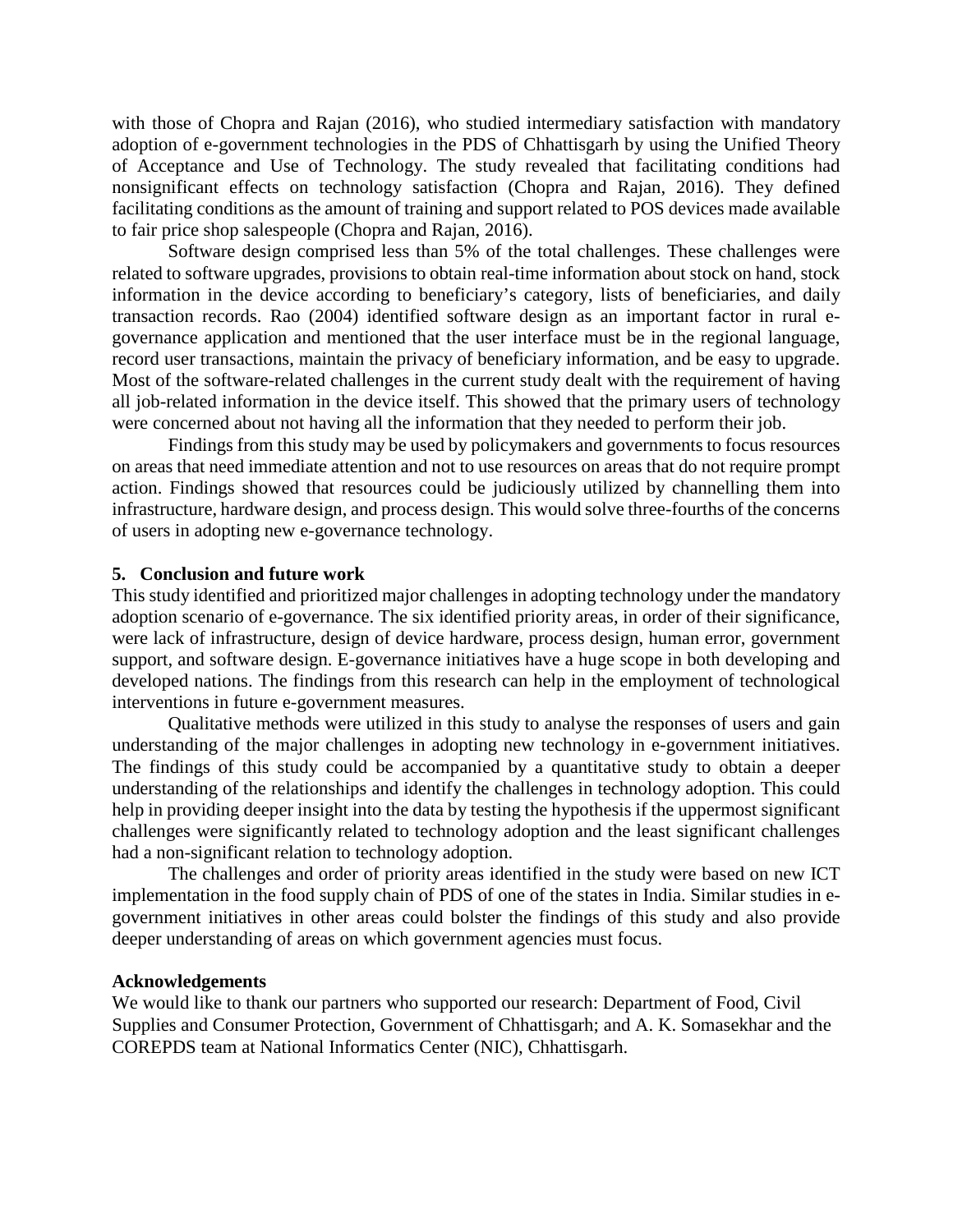with those of Chopra and Rajan (2016), who studied intermediary satisfaction with mandatory adoption of e-government technologies in the PDS of Chhattisgarh by using the Unified Theory of Acceptance and Use of Technology. The study revealed that facilitating conditions had nonsignificant effects on technology satisfaction (Chopra and Rajan, 2016). They defined facilitating conditions as the amount of training and support related to POS devices made available to fair price shop salespeople (Chopra and Rajan, 2016).

Software design comprised less than 5% of the total challenges. These challenges were related to software upgrades, provisions to obtain real-time information about stock on hand, stock information in the device according to beneficiary's category, lists of beneficiaries, and daily transaction records. Rao (2004) identified software design as an important factor in rural e-governance application and mentioned that the user interface must be in the regional language, record user transactions, maintain the privacy of beneficiary information, and be easy to upgrade. Most of the software-related challenges in the current study dealt with the requirement of having all job-related information in the device itself. This showed that the primary users of technology were concerned about not having all the information that they needed to perform their job.

Findings from this study may be used by policymakers and governments to focus resources on areas that need immediate attention and not to use resources on areas that do not require prompt action. Findings showed that resources could be judiciously utilized by channelling them into infrastructure, hardware design, and process design. This would solve three-fourths of the concerns of users in adopting new e-governance technology.

## 5. Conclusion and future work

This study identified and prioritized major challenges in adopting technology under the mandatory adoption scenario of e-governance. The six identified priority areas, in order of their significance, were lack of infrastructure, design of device hardware, process design, human error, government support, and software design. E-governance initiatives have a huge scope in both developing and developed nations. The findings from this research can help in the employment of technological interventions in future e-government measures.

Qualitative methods were utilized in this study to analyse the responses of users and gain understanding of the major challenges in adopting new technology in e-government initiatives. The findings of this study could be accompanied by a quantitative study to obtain a deeper understanding of the relationships and identify the challenges in technology adoption. This could help in providing deeper insight into the data by testing the hypothesis if the uppermost significant challenges were significantly related to technology adoption and the least significant challenges had a non-significant relation to technology adoption.

The challenges and order of priority areas identified in the study were based on new ICT implementation in the food supply chain of PDS of one of the states in India. Similar studies in e-government initiatives in other areas could bolster the findings of this study and also provide deeper understanding of areas on which government agencies must focus.

### Acknowledgements

We would like to thank our partners who supported our research: Department of Food, Civil Supplies and Consumer Protection, Government of Chhattisgarh; and A. K. Somasekhar and the COREPDS team at National Informatics Center (NIC), Chhattisgarh.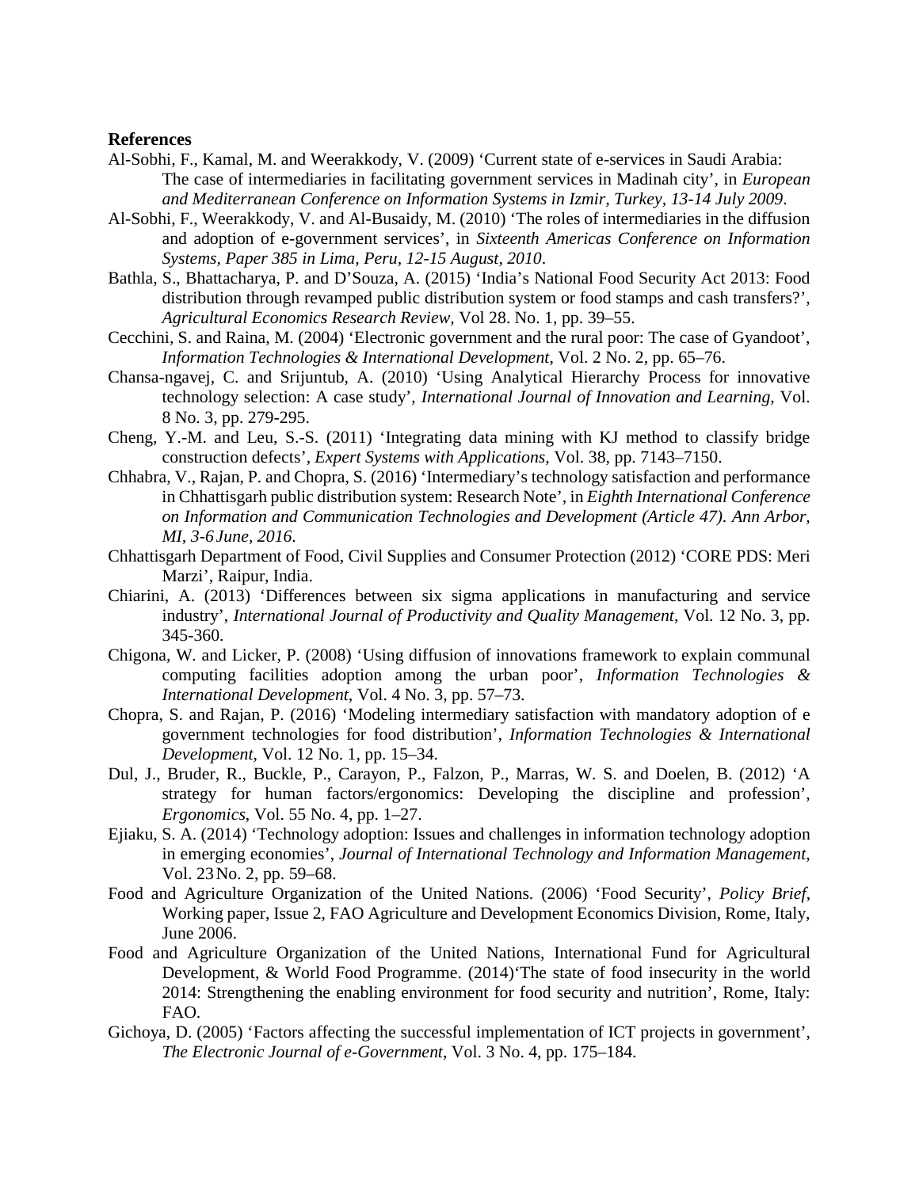## References

Al-Sobhi, F., Kamal, M. and Weerakkody, V. (2009) 'Current state of e-services in Saudi Arabia: The case of intermediaries in facilitating government services in Madinah city', in *European and Mediterranean Conference on Information Systems in Izmir, Turkey, 13-14 July 2009*.

Al-Sobhi, F., Weerakkody, V. and Al-Busaidy, M. (2010) 'The roles of intermediaries in the diffusion and adoption of e-government services', in *Sixteenth Americas Conference on Information Systems, Paper 385 in Lima, Peru, 12-15 August, 2010*.

Bathla, S., Bhattacharya, P. and D'Souza, A. (2015) 'India's National Food Security Act 2013: Food distribution through revamped public distribution system or food stamps and cash transfers?', *Agricultural Economics Research Review*, Vol 28. No. 1, pp. 39–55.

Cecchini, S. and Raina, M. (2004) 'Electronic government and the rural poor: The case of Gyandoot', *Information Technologies & International Development*, Vol. 2 No. 2, pp. 65–76.

Chansa-ngavej, C. and Srijuntub, A. (2010) 'Using Analytical Hierarchy Process for innovative technology selection: A case study', *International Journal of Innovation and Learning*, Vol. 8 No. 3, pp. 279-295.

Cheng, Y.-M. and Leu, S.-S. (2011) 'Integrating data mining with KJ method to classify bridge construction defects', *Expert Systems with Applications*, Vol. 38, pp. 7143–7150.

Chhabra, V., Rajan, P. and Chopra, S. (2016) 'Intermediary's technology satisfaction and performance in Chhattisgarh public distribution system: Research Note', in *Eighth International Conference on Information and Communication Technologies and Development (Article 47). Ann Arbor, MI, 3-6 June, 2016*.

Chhattisgarh Department of Food, Civil Supplies and Consumer Protection (2012) 'CORE PDS: Meri Marzi', Raipur, India.

Chiarini, A. (2013) 'Differences between six sigma applications in manufacturing and service industry', *International Journal of Productivity and Quality Management*, Vol. 12 No. 3, pp. 345-360.

Chigona, W. and Licker, P. (2008) 'Using diffusion of innovations framework to explain communal computing facilities adoption among the urban poor', *Information Technologies & International Development*, Vol. 4 No. 3, pp. 57–73.

Chopra, S. and Rajan, P. (2016) 'Modeling intermediary satisfaction with mandatory adoption of e government technologies for food distribution', *Information Technologies & International Development*, Vol. 12 No. 1, pp. 15–34.

Dul, J., Bruder, R., Buckle, P., Carayon, P., Falzon, P., Marras, W. S. and Doelen, B. (2012) 'A strategy for human factors/ergonomics: Developing the discipline and profession', *Ergonomics*, Vol. 55 No. 4, pp. 1–27.

Ejiaku, S. A. (2014) 'Technology adoption: Issues and challenges in information technology adoption in emerging economies', *Journal of International Technology and Information Management*, Vol. 23 No. 2, pp. 59–68.

Food and Agriculture Organization of the United Nations. (2006) 'Food Security', *Policy Brief*, Working paper, Issue 2, FAO Agriculture and Development Economics Division, Rome, Italy, June 2006.

Food and Agriculture Organization of the United Nations, International Fund for Agricultural Development, & World Food Programme. (2014)'The state of food insecurity in the world 2014: Strengthening the enabling environment for food security and nutrition', Rome, Italy: FAO.

Gichoya, D. (2005) 'Factors affecting the successful implementation of ICT projects in government', *The Electronic Journal of e-Government*, Vol. 3 No. 4, pp. 175–184.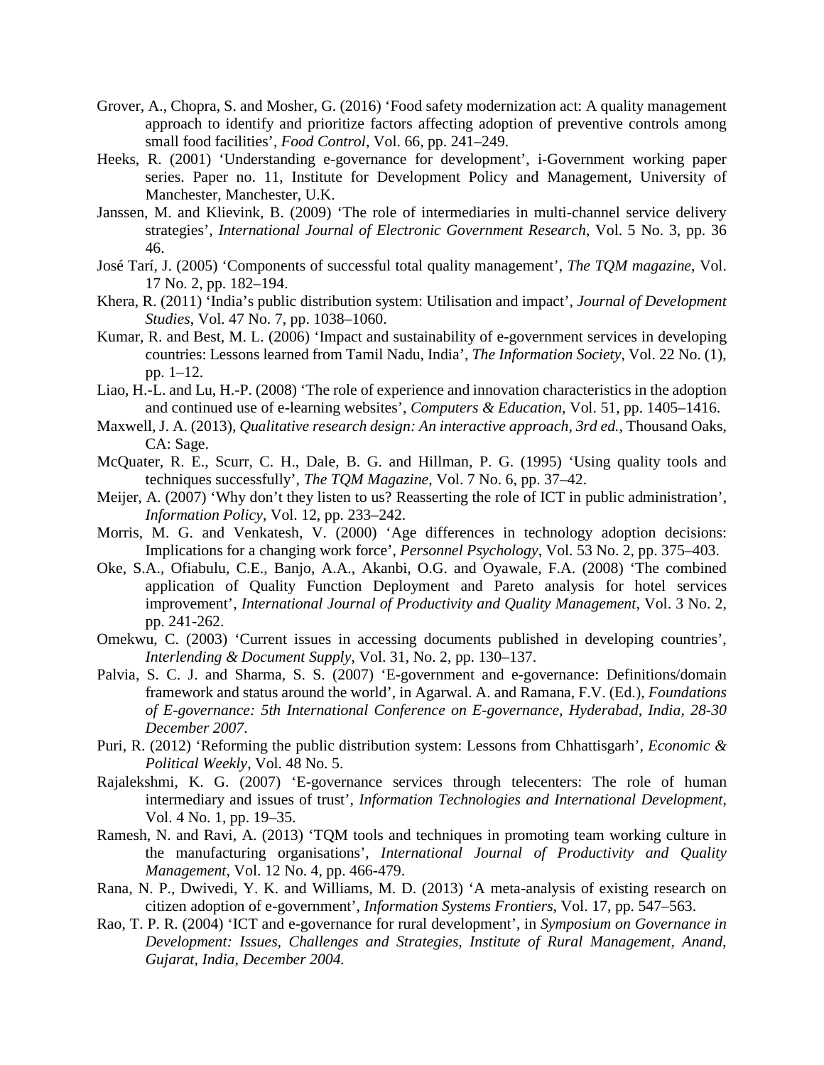Grover, A., Chopra, S. and Mosher, G. (2016) 'Food safety modernization act: A quality management approach to identify and prioritize factors affecting adoption of preventive controls among small food facilities', *Food Control*, Vol. 66, pp. 241–249.

Heeks, R. (2001) 'Understanding e-governance for development', i-Government working paper series. Paper no. 11, Institute for Development Policy and Management, University of Manchester, Manchester, U.K.

Janssen, M. and Klievink, B. (2009) 'The role of intermediaries in multi-channel service delivery strategies', *International Journal of Electronic Government Research*, Vol. 5 No. 3, pp. 36 46.

José Tarí, J. (2005) 'Components of successful total quality management', *The TQM magazine*, Vol. 17 No. 2, pp. 182–194.

Khera, R. (2011) 'India's public distribution system: Utilisation and impact', *Journal of Development Studies*, Vol. 47 No. 7, pp. 1038–1060.

Kumar, R. and Best, M. L. (2006) 'Impact and sustainability of e-government services in developing countries: Lessons learned from Tamil Nadu, India', *The Information Society*, Vol. 22 No. (1), pp. 1–12.

Liao, H.-L. and Lu, H.-P. (2008) 'The role of experience and innovation characteristics in the adoption and continued use of e-learning websites', *Computers & Education*, Vol. 51, pp. 1405–1416.

Maxwell, J. A. (2013), *Qualitative research design: An interactive approach, 3rd ed.*, Thousand Oaks, CA: Sage.

McQuater, R. E., Scurr, C. H., Dale, B. G. and Hillman, P. G. (1995) 'Using quality tools and techniques successfully', *The TQM Magazine*, Vol. 7 No. 6, pp. 37–42.

Meijer, A. (2007) 'Why don't they listen to us? Reasserting the role of ICT in public administration', *Information Policy*, Vol. 12, pp. 233–242.

Morris, M. G. and Venkatesh, V. (2000) 'Age differences in technology adoption decisions: Implications for a changing work force', *Personnel Psychology*, Vol. 53 No. 2, pp. 375–403.

Oke, S.A., Ofiabulu, C.E., Banjo, A.A., Akanbi, O.G. and Oyawale, F.A. (2008) 'The combined application of Quality Function Deployment and Pareto analysis for hotel services improvement', *International Journal of Productivity and Quality Management*, Vol. 3 No. 2, pp. 241-262.

Omekwu, C. (2003) 'Current issues in accessing documents published in developing countries', *Interlending & Document Supply*, Vol. 31, No. 2, pp. 130–137.

Palvia, S. C. J. and Sharma, S. S. (2007) 'E-government and e-governance: Definitions/domain framework and status around the world', in Agarwal. A. and Ramana, F.V. (Ed.), *Foundations of E-governance: 5th International Conference on E-governance, Hyderabad, India, 28-30 December 2007*.

Puri, R. (2012) 'Reforming the public distribution system: Lessons from Chhattisgarh', *Economic & Political Weekly*, Vol. 48 No. 5.

Rajalekshmi, K. G. (2007) 'E-governance services through telecenters: The role of human intermediary and issues of trust', *Information Technologies and International Development*, Vol. 4 No. 1, pp. 19–35.

Ramesh, N. and Ravi, A. (2013) 'TQM tools and techniques in promoting team working culture in the manufacturing organisations', *International Journal of Productivity and Quality Management*, Vol. 12 No. 4, pp. 466-479.

Rana, N. P., Dwivedi, Y. K. and Williams, M. D. (2013) 'A meta-analysis of existing research on citizen adoption of e-government', *Information Systems Frontiers*, Vol. 17, pp. 547–563.

Rao, T. P. R. (2004) 'ICT and e-governance for rural development', in *Symposium on Governance in Development: Issues, Challenges and Strategies, Institute of Rural Management, Anand, Gujarat, India, December 2004.*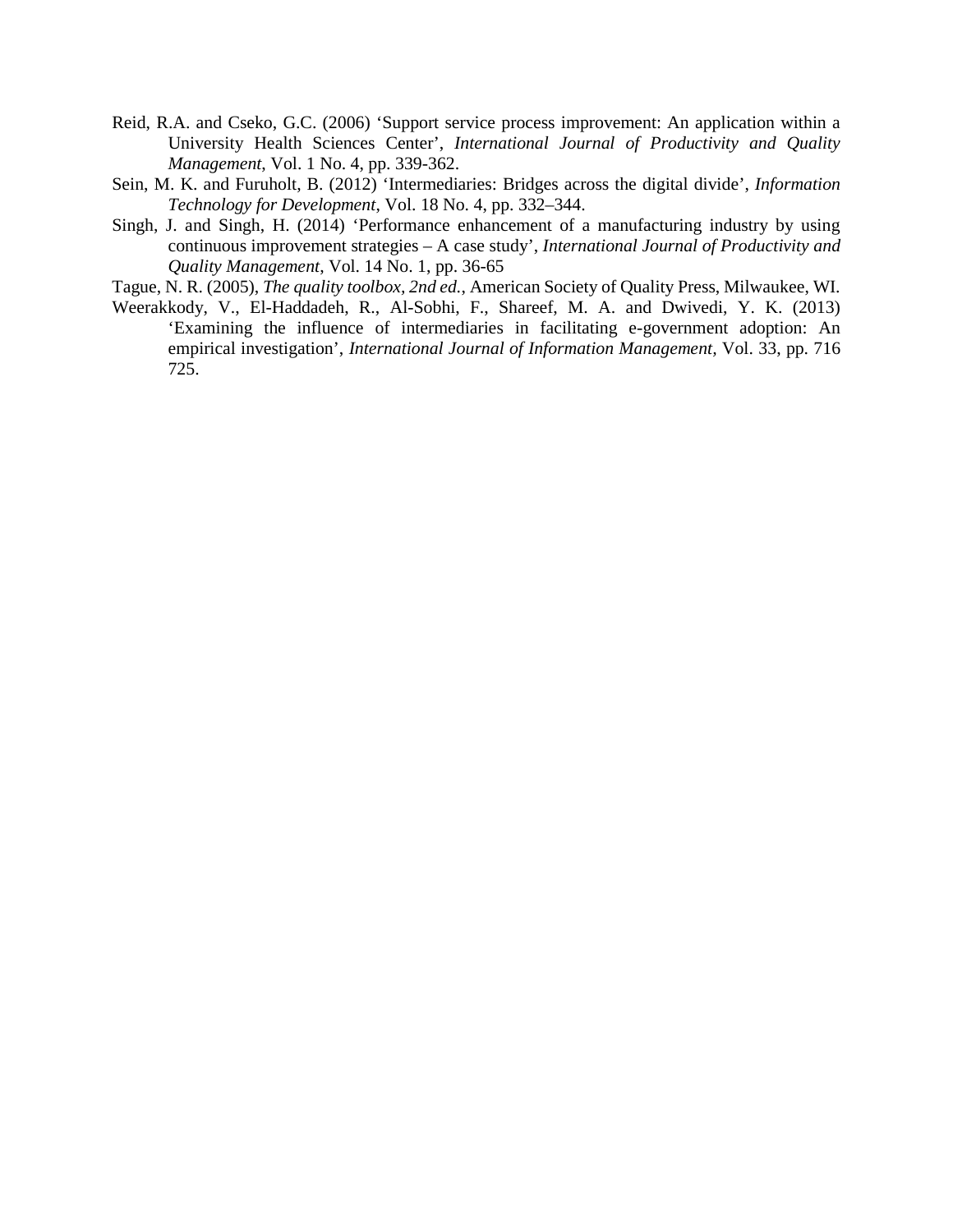Reid, R.A. and Cseko, G.C. (2006) 'Support service process improvement: An application within a University Health Sciences Center', *International Journal of Productivity and Quality Management*, Vol. 1 No. 4, pp. 339-362.

Sein, M. K. and Furuholt, B. (2012) 'Intermediaries: Bridges across the digital divide', *Information Technology for Development*, Vol. 18 No. 4, pp. 332–344.

Singh, J. and Singh, H. (2014) 'Performance enhancement of a manufacturing industry by using continuous improvement strategies – A case study', *International Journal of Productivity and Quality Management*, Vol. 14 No. 1, pp. 36-65

Tague, N. R. (2005), *The quality toolbox, 2nd ed.*, American Society of Quality Press, Milwaukee, WI.

Weerakkody, V., El-Haddadeh, R., Al-Sobhi, F., Shareef, M. A. and Dwivedi, Y. K. (2013) 'Examining the influence of intermediaries in facilitating e-government adoption: An empirical investigation', *International Journal of Information Management*, Vol. 33, pp. 716 725.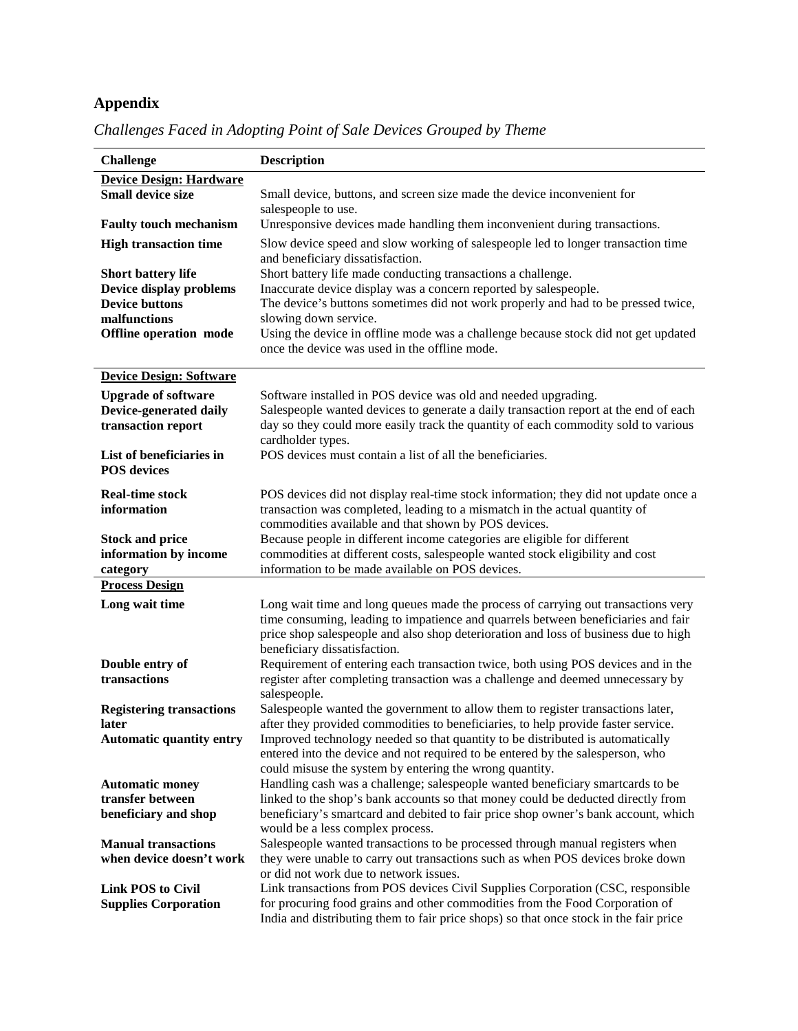## Appendix

*Challenges Faced in Adopting Point of Sale Devices Grouped by Theme*

| Challenge | Description |
|---|---|
| **Device Design: Hardware** | |
| **Small device size** | Small device, buttons, and screen size made the device inconvenient for salespeople to use. |
| **Faulty touch mechanism** | Unresponsive devices made handling them inconvenient during transactions. |
| **High transaction time** | Slow device speed and slow working of salespeople led to longer transaction time and beneficiary dissatisfaction. |
| **Short battery life** | Short battery life made conducting transactions a challenge. |
| **Device display problems** | Inaccurate device display was a concern reported by salespeople. |
| **Device buttons malfunctions** | The device's buttons sometimes did not work properly and had to be pressed twice, slowing down service. |
| **Offline operation mode** | Using the device in offline mode was a challenge because stock did not get updated once the device was used in the offline mode. |
| **Device Design: Software** | |
| **Upgrade of software** | Software installed in POS device was old and needed upgrading. |
| **Device-generated daily transaction report** | Salespeople wanted devices to generate a daily transaction report at the end of each day so they could more easily track the quantity of each commodity sold to various cardholder types. |
| **List of beneficiaries in POS devices** | POS devices must contain a list of all the beneficiaries. |
| **Real-time stock information** | POS devices did not display real-time stock information; they did not update once a transaction was completed, leading to a mismatch in the actual quantity of commodities available and that shown by POS devices. |
| **Stock and price information by income category** | Because people in different income categories are eligible for different commodities at different costs, salespeople wanted stock eligibility and cost information to be made available on POS devices. |
| **Process Design** | |
| **Long wait time** | Long wait time and long queues made the process of carrying out transactions very time consuming, leading to impatience and quarrels between beneficiaries and fair price shop salespeople and also shop deterioration and loss of business due to high beneficiary dissatisfaction. |
| **Double entry of transactions** | Requirement of entering each transaction twice, both using POS devices and in the register after completing transaction was a challenge and deemed unnecessary by salespeople. |
| **Registering transactions later** | Salespeople wanted the government to allow them to register transactions later, after they provided commodities to beneficiaries, to help provide faster service. |
| **Automatic quantity entry** | Improved technology needed so that quantity to be distributed is automatically entered into the device and not required to be entered by the salesperson, who could misuse the system by entering the wrong quantity. |
| **Automatic money transfer between beneficiary and shop** | Handling cash was a challenge; salespeople wanted beneficiary smartcards to be linked to the shop's bank accounts so that money could be deducted directly from beneficiary's smartcard and debited to fair price shop owner's bank account, which would be a less complex process. |
| **Manual transactions when device doesn't work** | Salespeople wanted transactions to be processed through manual registers when they were unable to carry out transactions such as when POS devices broke down or did not work due to network issues. |
| **Link POS to Civil Supplies Corporation** | Link transactions from POS devices Civil Supplies Corporation (CSC, responsible for procuring food grains and other commodities from the Food Corporation of India and distributing them to fair price shops) so that once stock in the fair price |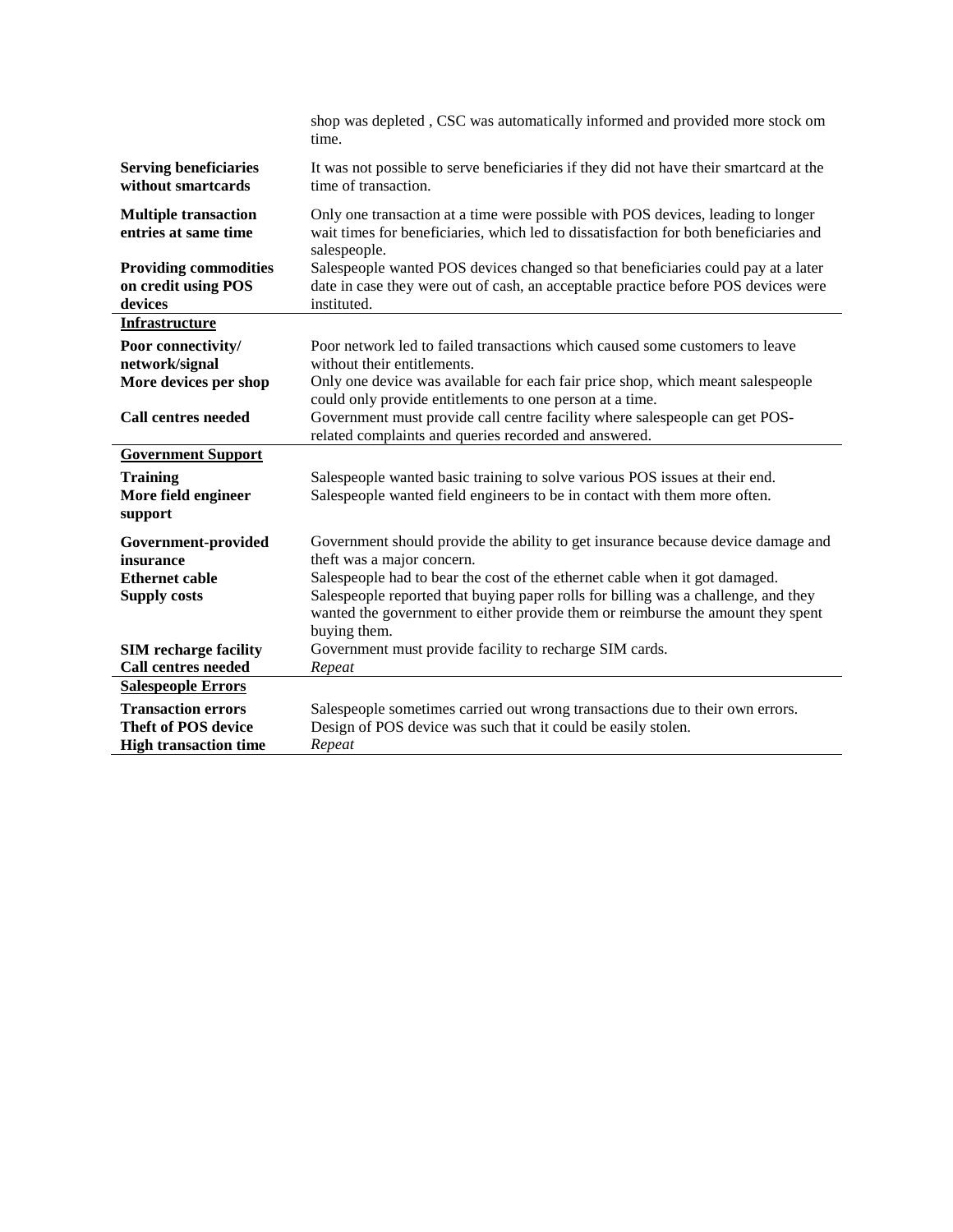| | |
|---|---|
| | shop was depleted , CSC was automatically informed and provided more stock om time. |
| **Serving beneficiaries without smartcards** | It was not possible to serve beneficiaries if they did not have their smartcard at the time of transaction. |
| **Multiple transaction entries at same time** | Only one transaction at a time were possible with POS devices, leading to longer wait times for beneficiaries, which led to dissatisfaction for both beneficiaries and salespeople. |
| **Providing commodities on credit using POS devices** | Salespeople wanted POS devices changed so that beneficiaries could pay at a later date in case they were out of cash, an acceptable practice before POS devices were instituted. |
| **Infrastructure** | |
| **Poor connectivity/ network/signal** | Poor network led to failed transactions which caused some customers to leave without their entitlements. |
| **More devices per shop** | Only one device was available for each fair price shop, which meant salespeople could only provide entitlements to one person at a time. |
| **Call centres needed** | Government must provide call centre facility where salespeople can get POS-related complaints and queries recorded and answered. |
| **Government Support** | |
| **Training** | Salespeople wanted basic training to solve various POS issues at their end. |
| **More field engineer support** | Salespeople wanted field engineers to be in contact with them more often. |
| **Government-provided insurance** | Government should provide the ability to get insurance because device damage and theft was a major concern. |
| **Ethernet cable** | Salespeople had to bear the cost of the ethernet cable when it got damaged. |
| **Supply costs** | Salespeople reported that buying paper rolls for billing was a challenge, and they wanted the government to either provide them or reimburse the amount they spent buying them. |
| **SIM recharge facility** | Government must provide facility to recharge SIM cards. |
| **Call centres needed** | *Repeat* |
| **Salespeople Errors** | |
| **Transaction errors** | Salespeople sometimes carried out wrong transactions due to their own errors. |
| **Theft of POS device** | Design of POS device was such that it could be easily stolen. |
| **High transaction time** | *Repeat* |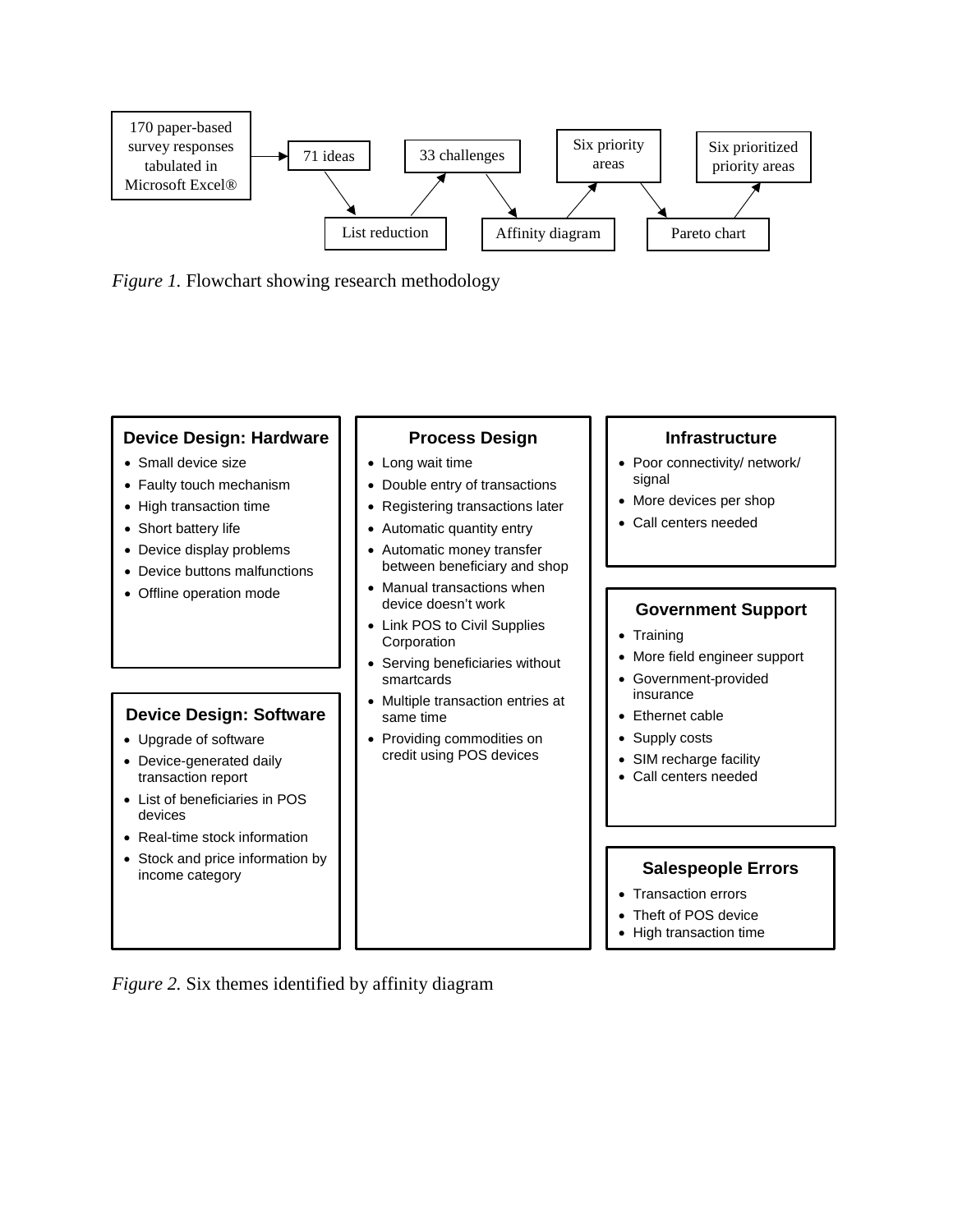170 paper-based survey responses tabulated in Microsoft Excel® → 71 ideas → List reduction → 33 challenges → Affinity diagram → Six priority areas → Pareto chart → Six prioritized priority areas

*Figure 1.* Flowchart showing research methodology

**Device Design: Hardware**

- Small device size
- Faulty touch mechanism
- High transaction time
- Short battery life
- Device display problems
- Device buttons malfunctions
- Offline operation mode

**Device Design: Software**

- Upgrade of software
- Device-generated daily transaction report
- List of beneficiaries in POS devices
- Real-time stock information
- Stock and price information by income category

**Process Design**

- Long wait time
- Double entry of transactions
- Registering transactions later
- Automatic quantity entry
- Automatic money transfer between beneficiary and shop
- Manual transactions when device doesn't work
- Link POS to Civil Supplies Corporation
- Serving beneficiaries without smartcards
- Multiple transaction entries at same time
- Providing commodities on credit using POS devices

**Infrastructure**

- Poor connectivity/ network/ signal
- More devices per shop
- Call centers needed

**Government Support**

- Training
- More field engineer support
- Government-provided insurance
- Ethernet cable
- Supply costs
- SIM recharge facility
- Call centers needed

**Salespeople Errors**

- Transaction errors
- Theft of POS device
- High transaction time

*Figure 2.* Six themes identified by affinity diagram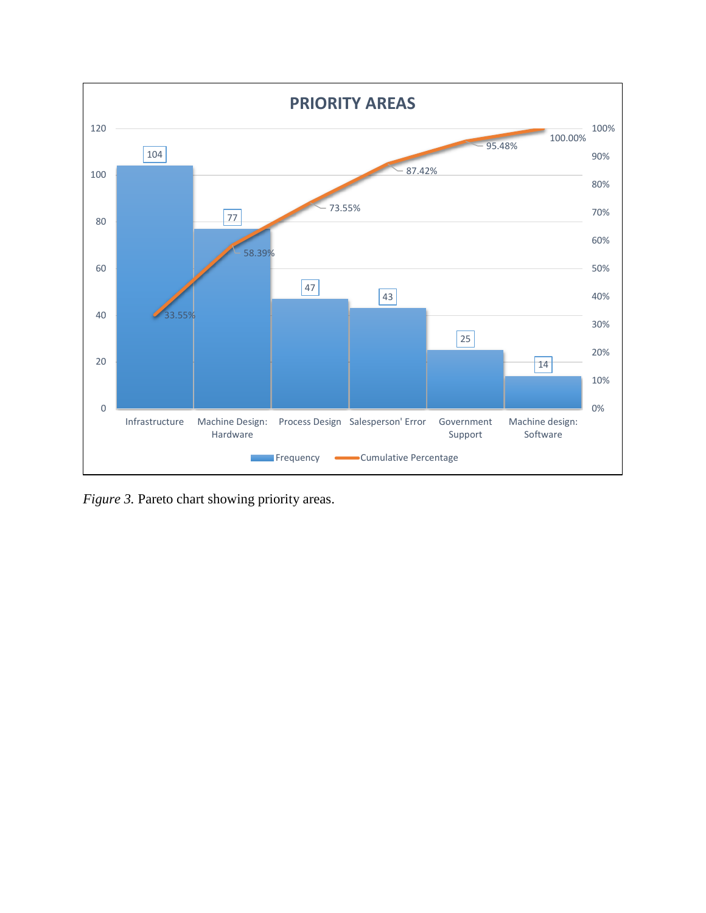**PRIORITY AREAS**

| Category | Frequency | Cumulative Percentage |
|---|---|---|
| Infrastructure | 104 | 33.55% |
| Machine Design: Hardware | 77 | 58.39% |
| Process Design | 47 | 73.55% |
| Salesperson' Error | 43 | 87.42% |
| Government Support | 25 | 95.48% |
| Machine design: Software | 14 | 100.00% |

*Figure 3.* Pareto chart showing priority areas.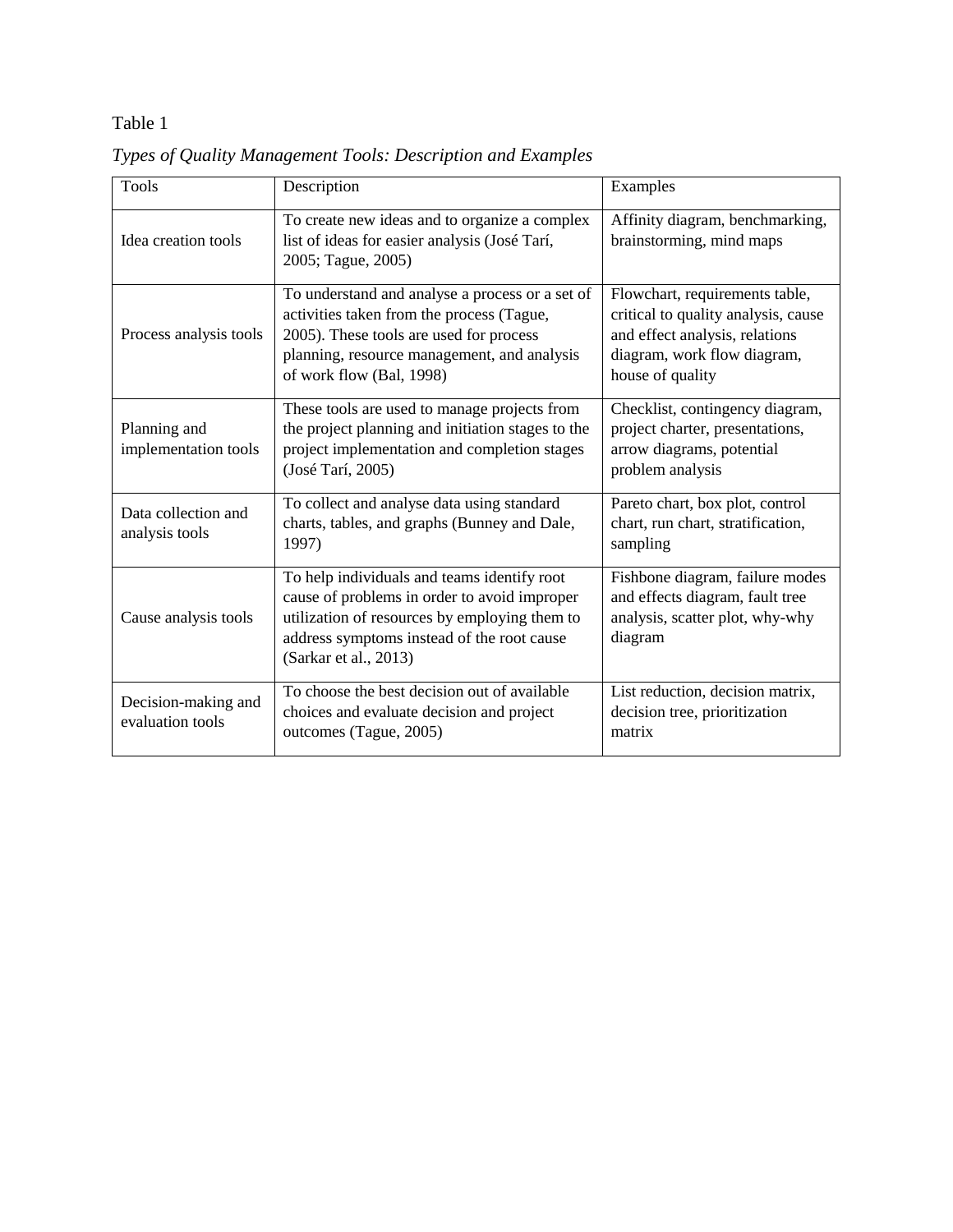Table 1

*Types of Quality Management Tools: Description and Examples*

| Tools | Description | Examples |
|---|---|---|
| Idea creation tools | To create new ideas and to organize a complex list of ideas for easier analysis (José Tarí, 2005; Tague, 2005) | Affinity diagram, benchmarking, brainstorming, mind maps |
| Process analysis tools | To understand and analyse a process or a set of activities taken from the process (Tague, 2005). These tools are used for process planning, resource management, and analysis of work flow (Bal, 1998) | Flowchart, requirements table, critical to quality analysis, cause and effect analysis, relations diagram, work flow diagram, house of quality |
| Planning and implementation tools | These tools are used to manage projects from the project planning and initiation stages to the project implementation and completion stages (José Tarí, 2005) | Checklist, contingency diagram, project charter, presentations, arrow diagrams, potential problem analysis |
| Data collection and analysis tools | To collect and analyse data using standard charts, tables, and graphs (Bunney and Dale, 1997) | Pareto chart, box plot, control chart, run chart, stratification, sampling |
| Cause analysis tools | To help individuals and teams identify root cause of problems in order to avoid improper utilization of resources by employing them to address symptoms instead of the root cause (Sarkar et al., 2013) | Fishbone diagram, failure modes and effects diagram, fault tree analysis, scatter plot, why-why diagram |
| Decision-making and evaluation tools | To choose the best decision out of available choices and evaluate decision and project outcomes (Tague, 2005) | List reduction, decision matrix, decision tree, prioritization matrix |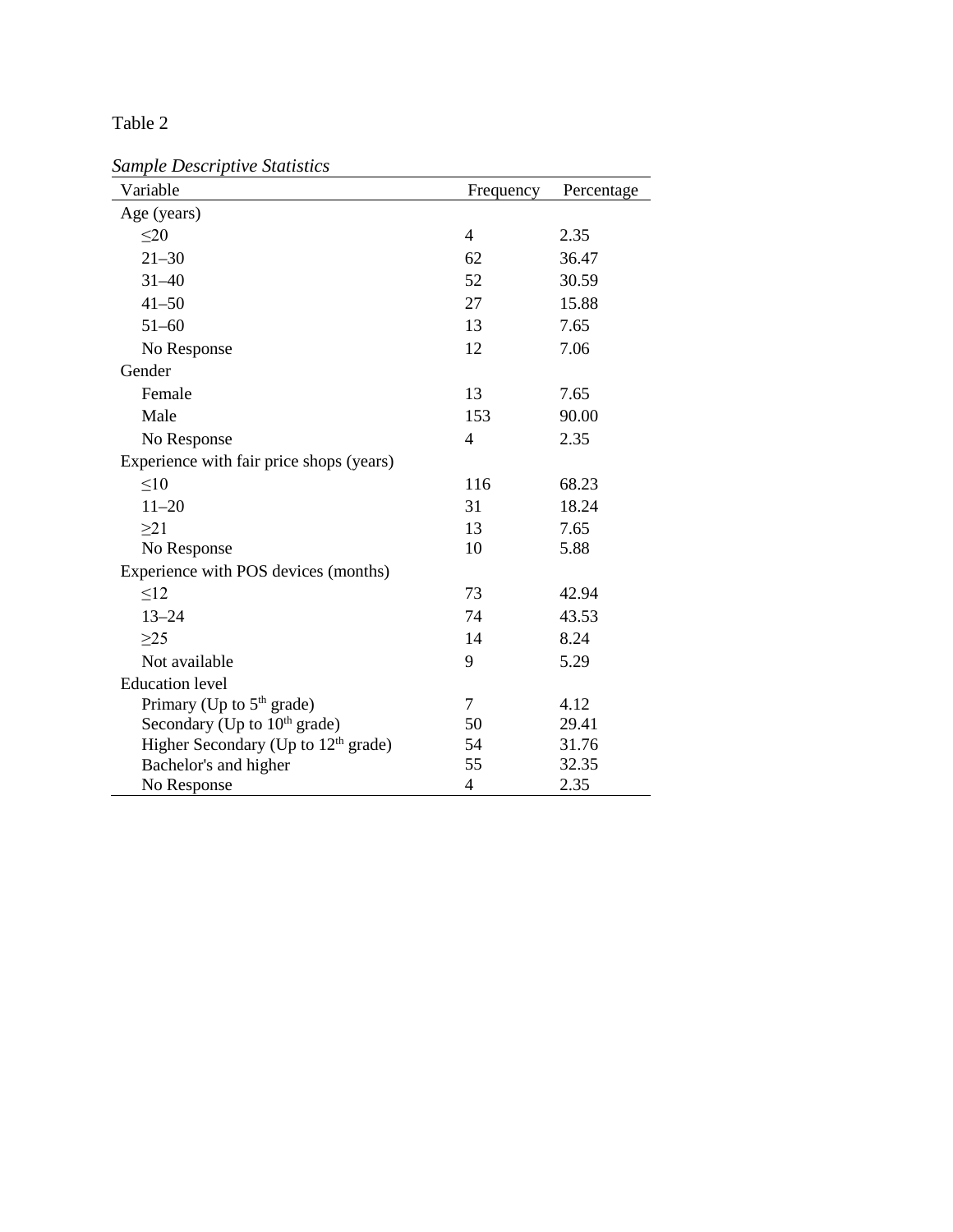Table 2

*Sample Descriptive Statistics*

| Variable | Frequency | Percentage |
|---|---|---|
| Age (years) | | |
| ≤20 | 4 | 2.35 |
| 21–30 | 62 | 36.47 |
| 31–40 | 52 | 30.59 |
| 41–50 | 27 | 15.88 |
| 51–60 | 13 | 7.65 |
| No Response | 12 | 7.06 |
| Gender | | |
| Female | 13 | 7.65 |
| Male | 153 | 90.00 |
| No Response | 4 | 2.35 |
| Experience with fair price shops (years) | | |
| ≤10 | 116 | 68.23 |
| 11–20 | 31 | 18.24 |
| ≥21 | 13 | 7.65 |
| No Response | 10 | 5.88 |
| Experience with POS devices (months) | | |
| ≤12 | 73 | 42.94 |
| 13–24 | 74 | 43.53 |
| ≥25 | 14 | 8.24 |
| Not available | 9 | 5.29 |
| Education level | | |
| Primary (Up to 5th grade) | 7 | 4.12 |
| Secondary (Up to 10th grade) | 50 | 29.41 |
| Higher Secondary (Up to 12th grade) | 54 | 31.76 |
| Bachelor's and higher | 55 | 32.35 |
| No Response | 4 | 2.35 |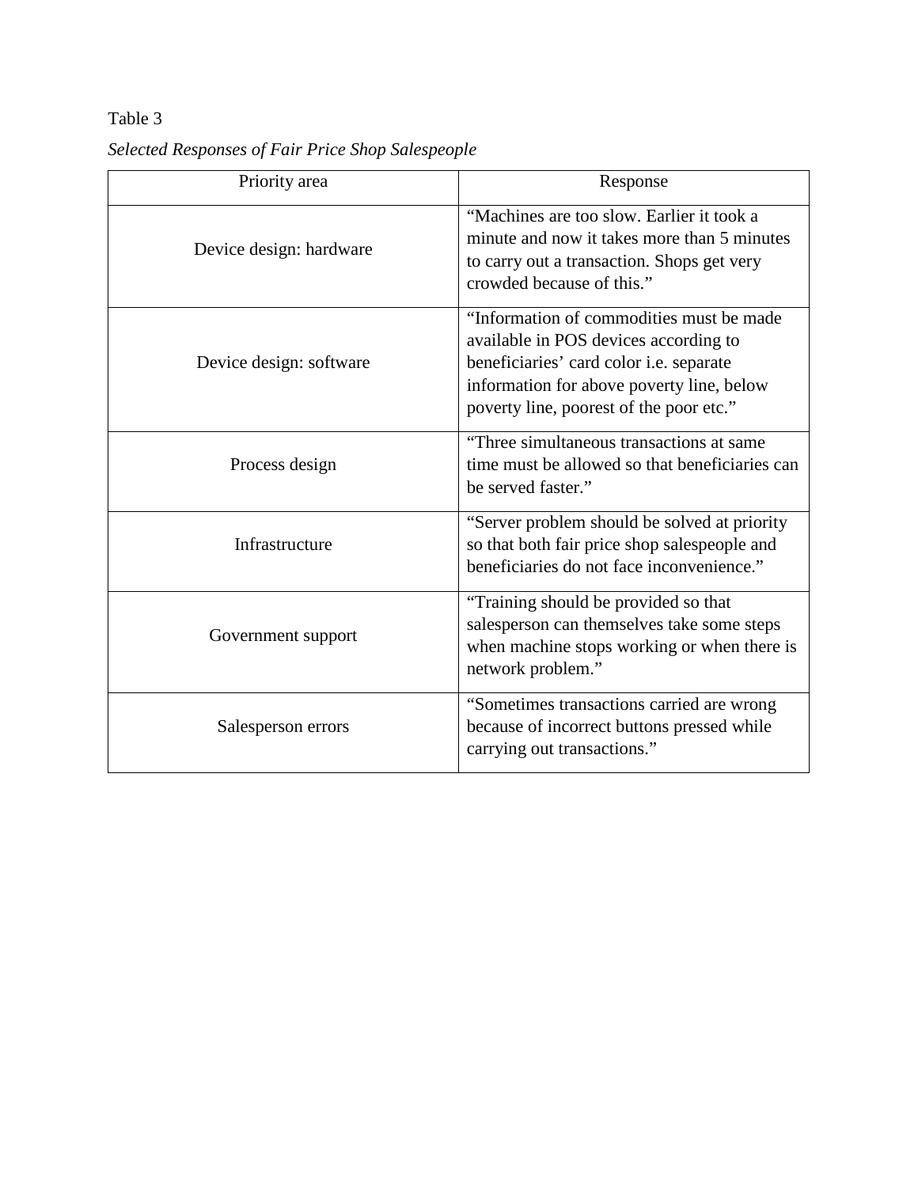Table 3

*Selected Responses of Fair Price Shop Salespeople*

| Priority area | Response |
| --- | --- |
| Device design: hardware | “Machines are too slow. Earlier it took a minute and now it takes more than 5 minutes to carry out a transaction. Shops get very crowded because of this.” |
| Device design: software | “Information of commodities must be made available in POS devices according to beneficiaries’ card color i.e. separate information for above poverty line, below poverty line, poorest of the poor etc.” |
| Process design | “Three simultaneous transactions at same time must be allowed so that beneficiaries can be served faster.” |
| Infrastructure | “Server problem should be solved at priority so that both fair price shop salespeople and beneficiaries do not face inconvenience.” |
| Government support | “Training should be provided so that salesperson can themselves take some steps when machine stops working or when there is network problem.” |
| Salesperson errors | “Sometimes transactions carried are wrong because of incorrect buttons pressed while carrying out transactions.” |